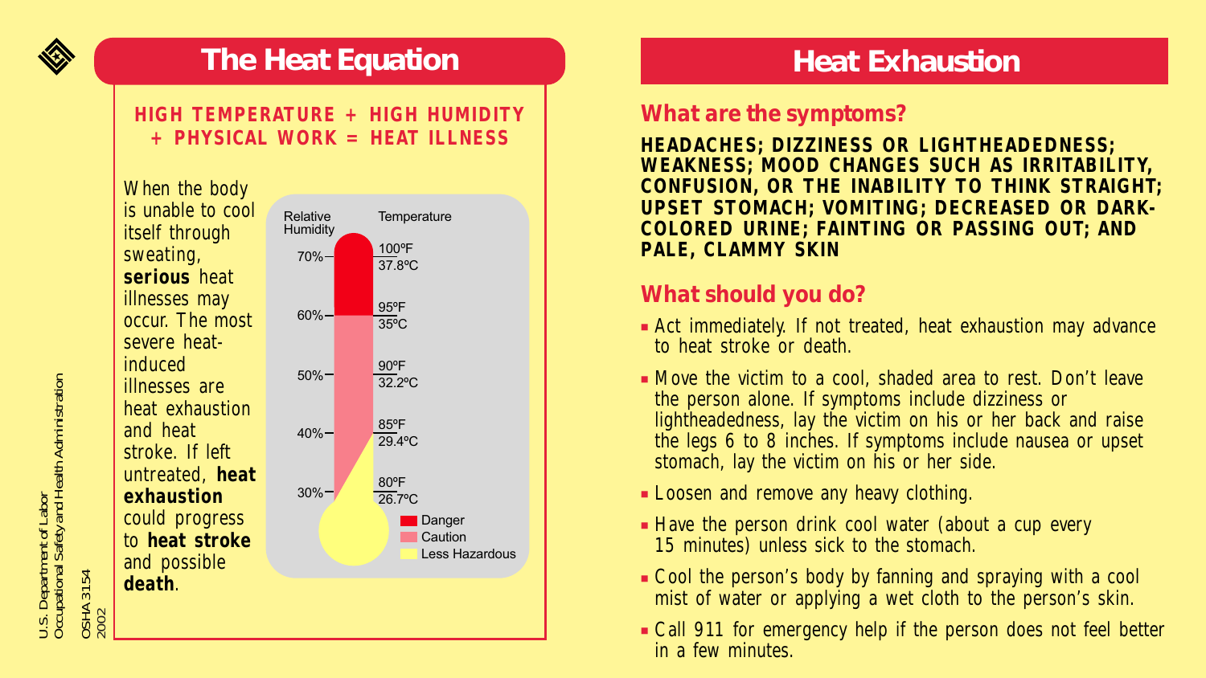# The Heat Equation

**HIGH TEMPERATURE + HIGH HUMIDITY + PHYSICAL WORK = HEAT ILLNESS**

When the body is unable to cool itself through sweating, **serious** heat illnesses may occur. The most severe heat-induced illnesses are heat exhaustion and heat stroke. If left untreated, **heat exhaustion** could progress to **heat stroke** and possible **death**.

| Relative Humidity | Temperature |
|---|---|
| 70% | 100°F / 37.8°C |
| 60% | 95°F / 35°C |
| 50% | 90°F / 32.2°C |
| 40% | 85°F / 29.4°C |
| 30% | 80°F / 26.7°C |

Danger
Caution
Less Hazardous

U.S. Department of Labor
Occupational Safety and Health Administration
OSHA 3154
2002

# Heat Exhaustion

## What are the symptoms?

**HEADACHES; DIZZINESS OR LIGHTHEADEDNESS; WEAKNESS; MOOD CHANGES SUCH AS IRRITABILITY, CONFUSION, OR THE INABILITY TO THINK STRAIGHT; UPSET STOMACH; VOMITING; DECREASED OR DARK-COLORED URINE; FAINTING OR PASSING OUT; AND PALE, CLAMMY SKIN**

## What should you do?

- Act immediately. If not treated, heat exhaustion may advance to heat stroke or death.
- Move the victim to a cool, shaded area to rest. Don't leave the person alone. If symptoms include dizziness or lightheadedness, lay the victim on his or her back and raise the legs 6 to 8 inches. If symptoms include nausea or upset stomach, lay the victim on his or her side.
- Loosen and remove any heavy clothing.
- Have the person drink cool water (about a cup every 15 minutes) unless sick to the stomach.
- Cool the person's body by fanning and spraying with a cool mist of water or applying a wet cloth to the person's skin.
- Call 911 for emergency help if the person does not feel better in a few minutes.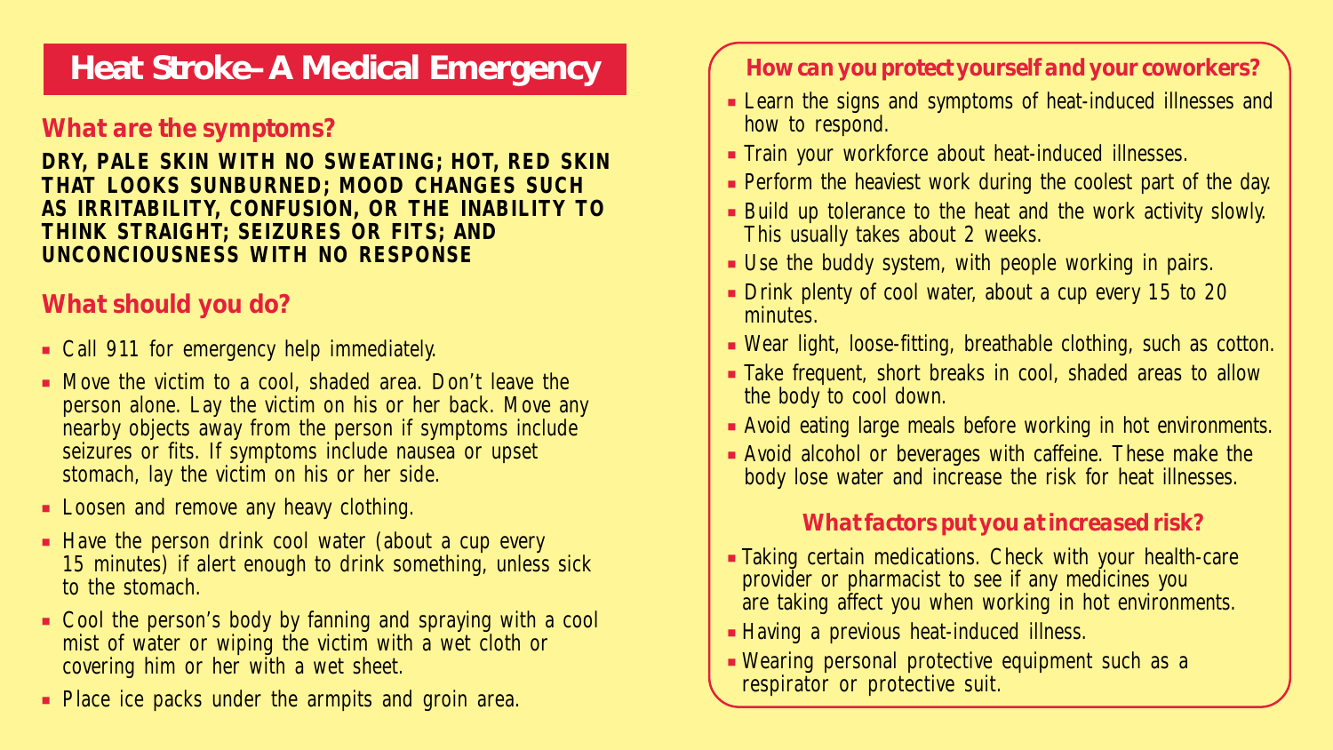# Heat Stroke–A Medical Emergency

## What are the symptoms?

**DRY, PALE SKIN WITH NO SWEATING; HOT, RED SKIN THAT LOOKS SUNBURNED; MOOD CHANGES SUCH AS IRRITABILITY, CONFUSION, OR THE INABILITY TO THINK STRAIGHT; SEIZURES OR FITS; AND UNCONCIOUSNESS WITH NO RESPONSE**

## What should you do?

- Call 911 for emergency help immediately.
- Move the victim to a cool, shaded area. Don't leave the person alone. Lay the victim on his or her back. Move any nearby objects away from the person if symptoms include seizures or fits. If symptoms include nausea or upset stomach, lay the victim on his or her side.
- Loosen and remove any heavy clothing.
- Have the person drink cool water (about a cup every 15 minutes) if alert enough to drink something, unless sick to the stomach.
- Cool the person's body by fanning and spraying with a cool mist of water or wiping the victim with a wet cloth or covering him or her with a wet sheet.
- Place ice packs under the armpits and groin area.

### How can you protect yourself and your coworkers?

- Learn the signs and symptoms of heat-induced illnesses and how to respond.
- Train your workforce about heat-induced illnesses.
- Perform the heaviest work during the coolest part of the day.
- Build up tolerance to the heat and the work activity slowly. This usually takes about 2 weeks.
- Use the buddy system, with people working in pairs.
- Drink plenty of cool water, about a cup every 15 to 20 minutes.
- Wear light, loose-fitting, breathable clothing, such as cotton.
- Take frequent, short breaks in cool, shaded areas to allow the body to cool down.
- Avoid eating large meals before working in hot environments.
- Avoid alcohol or beverages with caffeine. These make the body lose water and increase the risk for heat illnesses.

### What factors put you at increased risk?

- Taking certain medications. Check with your health-care provider or pharmacist to see if any medicines you are taking affect you when working in hot environments.
- Having a previous heat-induced illness.
- Wearing personal protective equipment such as a respirator or protective suit.